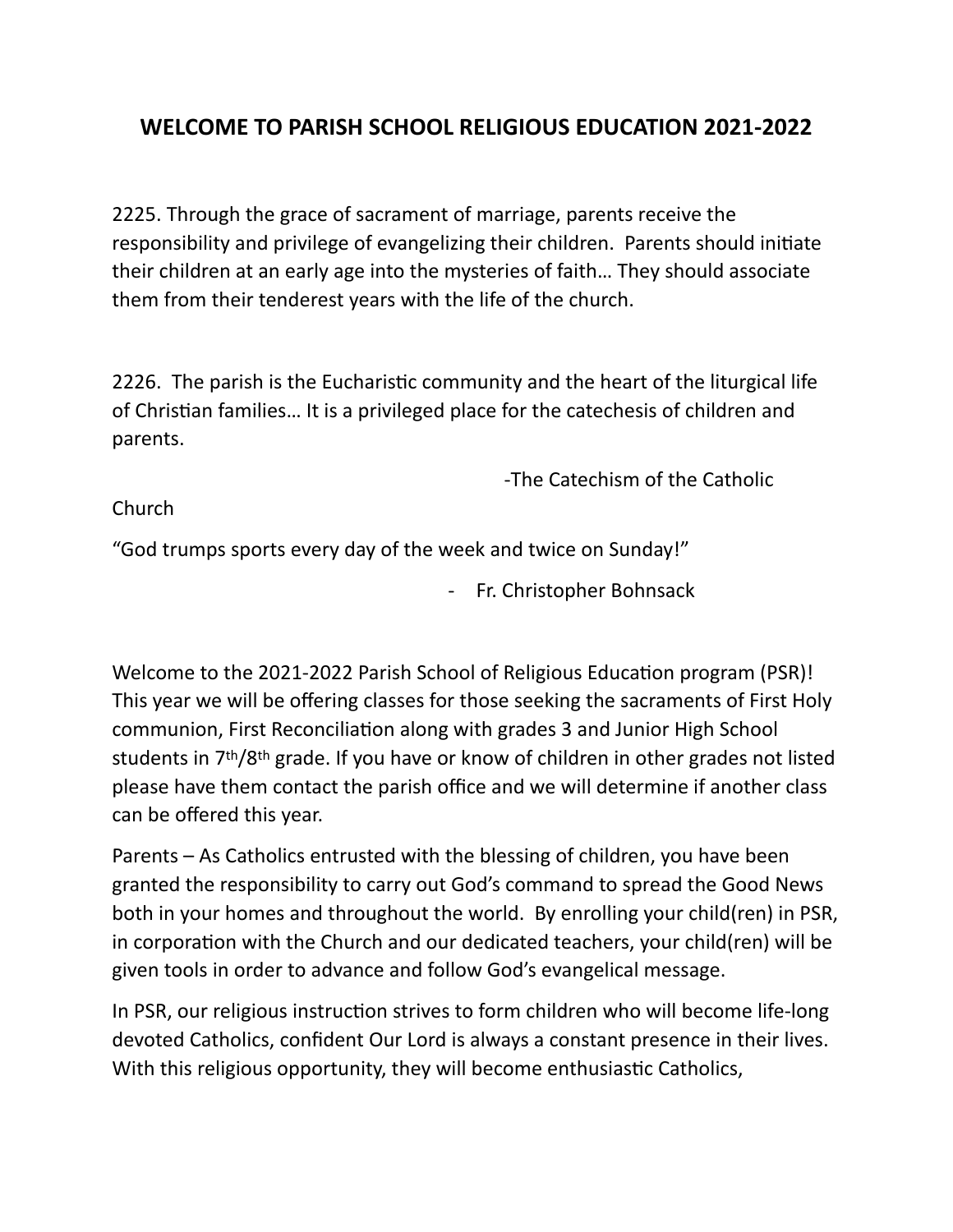# WELCOME TO PARISH SCHOOL RELIGIOUS EDUCATION 2021-2022

2225. Through the grace of sacrament of marriage, parents receive the responsibility and privilege of evangelizing their children. Parents should initiate their children at an early age into the mysteries of faith… They should associate them from their tenderest years with the life of the church.

2226. The parish is the Eucharistic community and the heart of the liturgical life of Christian families… It is a privileged place for the catechesis of children and parents.

-The Catechism of the Catholic Church

"God trumps sports every day of the week and twice on Sunday!"

- Fr. Christopher Bohnsack

Welcome to the 2021-2022 Parish School of Religious Education program (PSR)! This year we will be offering classes for those seeking the sacraments of First Holy communion, First Reconciliation along with grades 3 and Junior High School students in 7th/8th grade. If you have or know of children in other grades not listed please have them contact the parish office and we will determine if another class can be offered this year.

Parents – As Catholics entrusted with the blessing of children, you have been granted the responsibility to carry out God's command to spread the Good News both in your homes and throughout the world. By enrolling your child(ren) in PSR, in corporation with the Church and our dedicated teachers, your child(ren) will be given tools in order to advance and follow God's evangelical message.

In PSR, our religious instruction strives to form children who will become life-long devoted Catholics, confident Our Lord is always a constant presence in their lives. With this religious opportunity, they will become enthusiastic Catholics,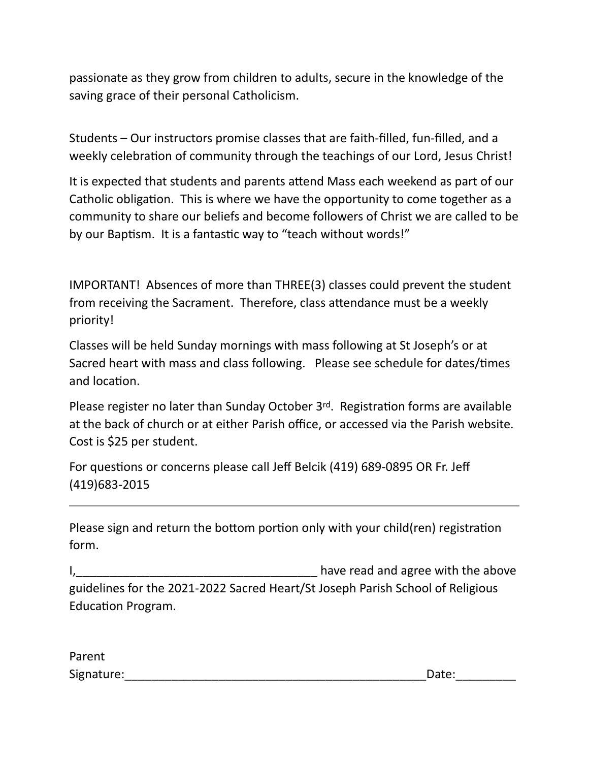passionate as they grow from children to adults, secure in the knowledge of the saving grace of their personal Catholicism.

Students – Our instructors promise classes that are faith-filled, fun-filled, and a weekly celebration of community through the teachings of our Lord, Jesus Christ!

It is expected that students and parents attend Mass each weekend as part of our Catholic obligation. This is where we have the opportunity to come together as a community to share our beliefs and become followers of Christ we are called to be by our Baptism. It is a fantastic way to "teach without words!"

IMPORTANT! Absences of more than THREE(3) classes could prevent the student from receiving the Sacrament. Therefore, class attendance must be a weekly priority!

Classes will be held Sunday mornings with mass following at St Joseph's or at Sacred heart with mass and class following. Please see schedule for dates/times and location.

Please register no later than Sunday October 3rd. Registration forms are available at the back of church or at either Parish office, or accessed via the Parish website. Cost is $25 per student.

For questions or concerns please call Jeff Belcik (419) 689-0895 OR Fr. Jeff (419)683-2015

---

Please sign and return the bottom portion only with your child(ren) registration form.

I,____________________________________ have read and agree with the above guidelines for the 2021-2022 Sacred Heart/St Joseph Parish School of Religious Education Program.

Parent
Signature:_______________________________________________Date:_________